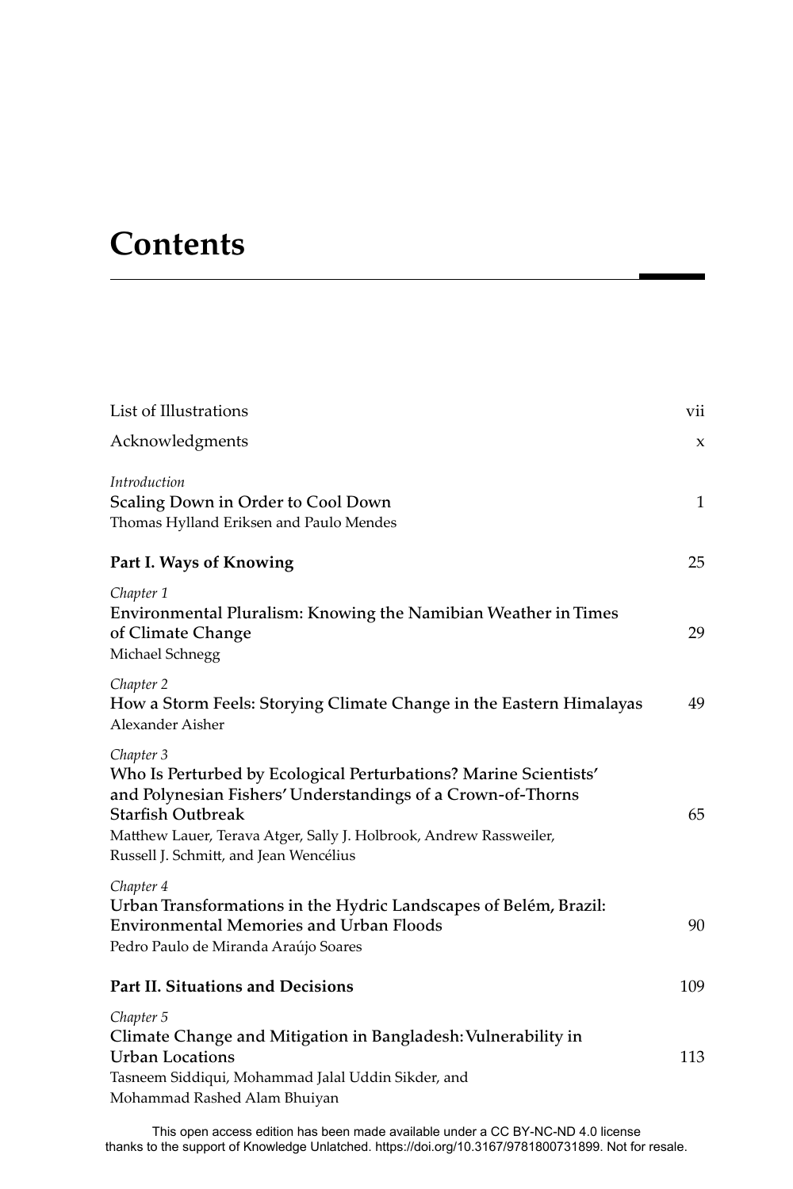# Contents

| | |
|---|---|
| List of Illustrations | vii |
| Acknowledgments | x |
| *Introduction*<br>Scaling Down in Order to Cool Down<br>Thomas Hylland Eriksen and Paulo Mendes | 1 |
| **Part I. Ways of Knowing** | 25 |
| *Chapter 1*<br>Environmental Pluralism: Knowing the Namibian Weather in Times of Climate Change<br>Michael Schnegg | 29 |
| *Chapter 2*<br>How a Storm Feels: Storying Climate Change in the Eastern Himalayas<br>Alexander Aisher | 49 |
| *Chapter 3*<br>Who Is Perturbed by Ecological Perturbations? Marine Scientists' and Polynesian Fishers' Understandings of a Crown-of-Thorns Starfish Outbreak<br>Matthew Lauer, Terava Atger, Sally J. Holbrook, Andrew Rassweiler, Russell J. Schmitt, and Jean Wencélius | 65 |
| *Chapter 4*<br>Urban Transformations in the Hydric Landscapes of Belém, Brazil: Environmental Memories and Urban Floods<br>Pedro Paulo de Miranda Araújo Soares | 90 |
| **Part II. Situations and Decisions** | 109 |
| *Chapter 5*<br>Climate Change and Mitigation in Bangladesh: Vulnerability in Urban Locations<br>Tasneem Siddiqui, Mohammad Jalal Uddin Sikder, and Mohammad Rashed Alam Bhuiyan | 113 |

This open access edition has been made available under a CC BY-NC-ND 4.0 license thanks to the support of Knowledge Unlatched. https://doi.org/10.3167/9781800731899. Not for resale.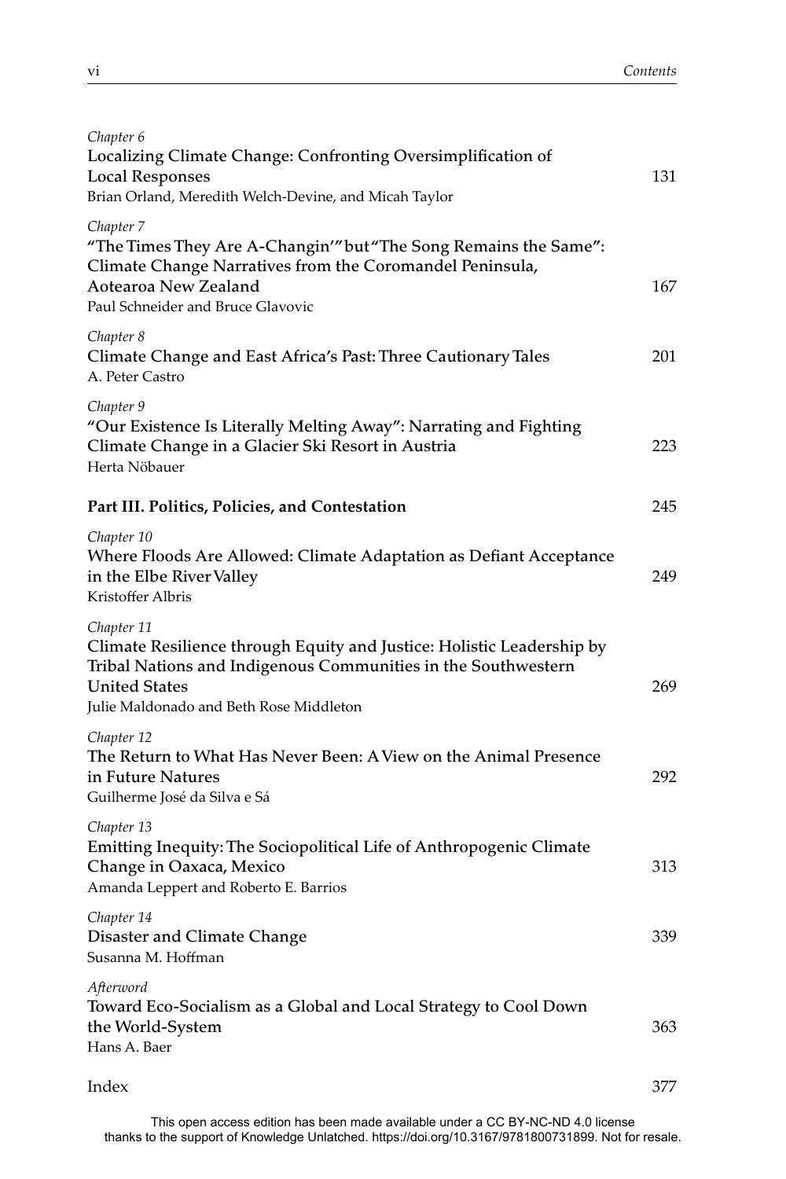*Chapter 6*
Localizing Climate Change: Confronting Oversimplification of Local Responses 131
Brian Orland, Meredith Welch-Devine, and Micah Taylor

*Chapter 7*
"The Times They Are A-Changin'" but "The Song Remains the Same": Climate Change Narratives from the Coromandel Peninsula, Aotearoa New Zealand 167
Paul Schneider and Bruce Glavovic

*Chapter 8*
Climate Change and East Africa's Past: Three Cautionary Tales 201
A. Peter Castro

*Chapter 9*
"Our Existence Is Literally Melting Away": Narrating and Fighting Climate Change in a Glacier Ski Resort in Austria 223
Herta Nöbauer

**Part III. Politics, Policies, and Contestation** 245

*Chapter 10*
Where Floods Are Allowed: Climate Adaptation as Defiant Acceptance in the Elbe River Valley 249
Kristoffer Albris

*Chapter 11*
Climate Resilience through Equity and Justice: Holistic Leadership by Tribal Nations and Indigenous Communities in the Southwestern United States 269
Julie Maldonado and Beth Rose Middleton

*Chapter 12*
The Return to What Has Never Been: A View on the Animal Presence in Future Natures 292
Guilherme José da Silva e Sá

*Chapter 13*
Emitting Inequity: The Sociopolitical Life of Anthropogenic Climate Change in Oaxaca, Mexico 313
Amanda Leppert and Roberto E. Barrios

*Chapter 14*
Disaster and Climate Change 339
Susanna M. Hoffman

*Afterword*
Toward Eco-Socialism as a Global and Local Strategy to Cool Down the World-System 363
Hans A. Baer

Index 377

This open access edition has been made available under a CC BY-NC-ND 4.0 license thanks to the support of Knowledge Unlatched. https://doi.org/10.3167/9781800731899. Not for resale.